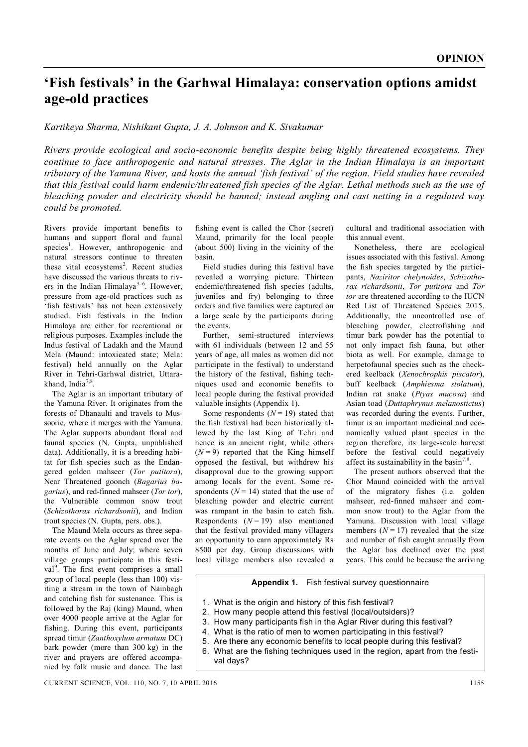**OPINION**

# 'Fish festivals' in the Garhwal Himalaya: conservation options amidst age-old practices

*Kartikeya Sharma, Nishikant Gupta, J. A. Johnson and K. Sivakumar*

*Rivers provide ecological and socio-economic benefits despite being highly threatened ecosystems. They continue to face anthropogenic and natural stresses. The Aglar in the Indian Himalaya is an important tributary of the Yamuna River, and hosts the annual 'fish festival' of the region. Field studies have revealed that this festival could harm endemic/threatened fish species of the Aglar. Lethal methods such as the use of bleaching powder and electricity should be banned; instead angling and cast netting in a regulated way could be promoted.*

Rivers provide important benefits to humans and support floral and faunal species[1]. However, anthropogenic and natural stressors continue to threaten these vital ecosystems[2]. Recent studies have discussed the various threats to rivers in the Indian Himalaya[3–6]. However, pressure from age-old practices such as 'fish festivals' has not been extensively studied. Fish festivals in the Indian Himalaya are either for recreational or religious purposes. Examples include the Indus festival of Ladakh and the Maund Mela (Maund: intoxicated state; Mela: festival) held annually on the Aglar River in Tehri-Garhwal district, Uttarakhand, India[7,8].

The Aglar is an important tributary of the Yamuna River. It originates from the forests of Dhanaulti and travels to Mussoorie, where it merges with the Yamuna. The Aglar supports abundant floral and faunal species (N. Gupta, unpublished data). Additionally, it is a breeding habitat for fish species such as the Endangered golden mahseer (*Tor putitora*), Near Threatened goonch (*Bagarius bagarius*), and red-finned mahseer (*Tor tor*), the Vulnerable common snow trout (*Schizothorax richardsonii*), and Indian trout species (N. Gupta, pers. obs.).

The Maund Mela occurs as three separate events on the Aglar spread over the months of June and July; where seven village groups participate in this festival[9]. The first event comprises a small group of local people (less than 100) visiting a stream in the town of Nainbagh and catching fish for sustenance. This is followed by the Raj (king) Maund, when over 4000 people arrive at the Aglar for fishing. During this event, participants spread timur (*Zanthoxylum armatum* DC) bark powder (more than 300 kg) in the river and prayers are offered accompanied by folk music and dance. The last fishing event is called the Chor (secret) Maund, primarily for the local people (about 500) living in the vicinity of the basin.

Field studies during this festival have revealed a worrying picture. Thirteen endemic/threatened fish species (adults, juveniles and fry) belonging to three orders and five families were captured on a large scale by the participants during the events.

Further, semi-structured interviews with 61 individuals (between 12 and 55 years of age, all males as women did not participate in the festival) to understand the history of the festival, fishing techniques used and economic benefits to local people during the festival provided valuable insights (Appendix 1).

Some respondents ($N = 19$) stated that the fish festival had been historically allowed by the last King of Tehri and hence is an ancient right, while others ($N = 9$) reported that the King himself opposed the festival, but withdrew his disapproval due to the growing support among locals for the event. Some respondents ($N = 14$) stated that the use of bleaching powder and electric current was rampant in the basin to catch fish. Respondents ($N = 19$) also mentioned that the festival provided many villagers an opportunity to earn approximately Rs 8500 per day. Group discussions with local village members also revealed a cultural and traditional association with this annual event.

Nonetheless, there are ecological issues associated with this festival. Among the fish species targeted by the participants, *Naziritor chelynoides*, *Schizothorax richardsonii*, *Tor putitora* and *Tor tor* are threatened according to the IUCN Red List of Threatened Species 2015. Additionally, the uncontrolled use of bleaching powder, electrofishing and timur bark powder has the potential to not only impact fish fauna, but other biota as well. For example, damage to herpetofaunal species such as the checkered keelback (*Xenochrophis piscator*), buff keelback (*Amphiesma stolatum*), Indian rat snake (*Ptyas mucosa*) and Asian toad (*Duttaphrynus melanostictus*) was recorded during the events. Further, timur is an important medicinal and economically valued plant species in the region therefore, its large-scale harvest before the festival could negatively affect its sustainability in the basin[7,8].

The present authors observed that the Chor Maund coincided with the arrival of the migratory fishes (i.e. golden mahseer, red-finned mahseer and common snow trout) to the Aglar from the Yamuna. Discussion with local village members ($N = 17$) revealed that the size and number of fish caught annually from the Aglar has declined over the past years. This could be because the arriving

**Appendix 1.** Fish festival survey questionnaire

1. What is the origin and history of this fish festival?
2. How many people attend this festival (local/outsiders)?
3. How many participants fish in the Aglar River during this festival?
4. What is the ratio of men to women participating in this festival?
5. Are there any economic benefits to local people during this festival?
6. What are the fishing techniques used in the region, apart from the festival days?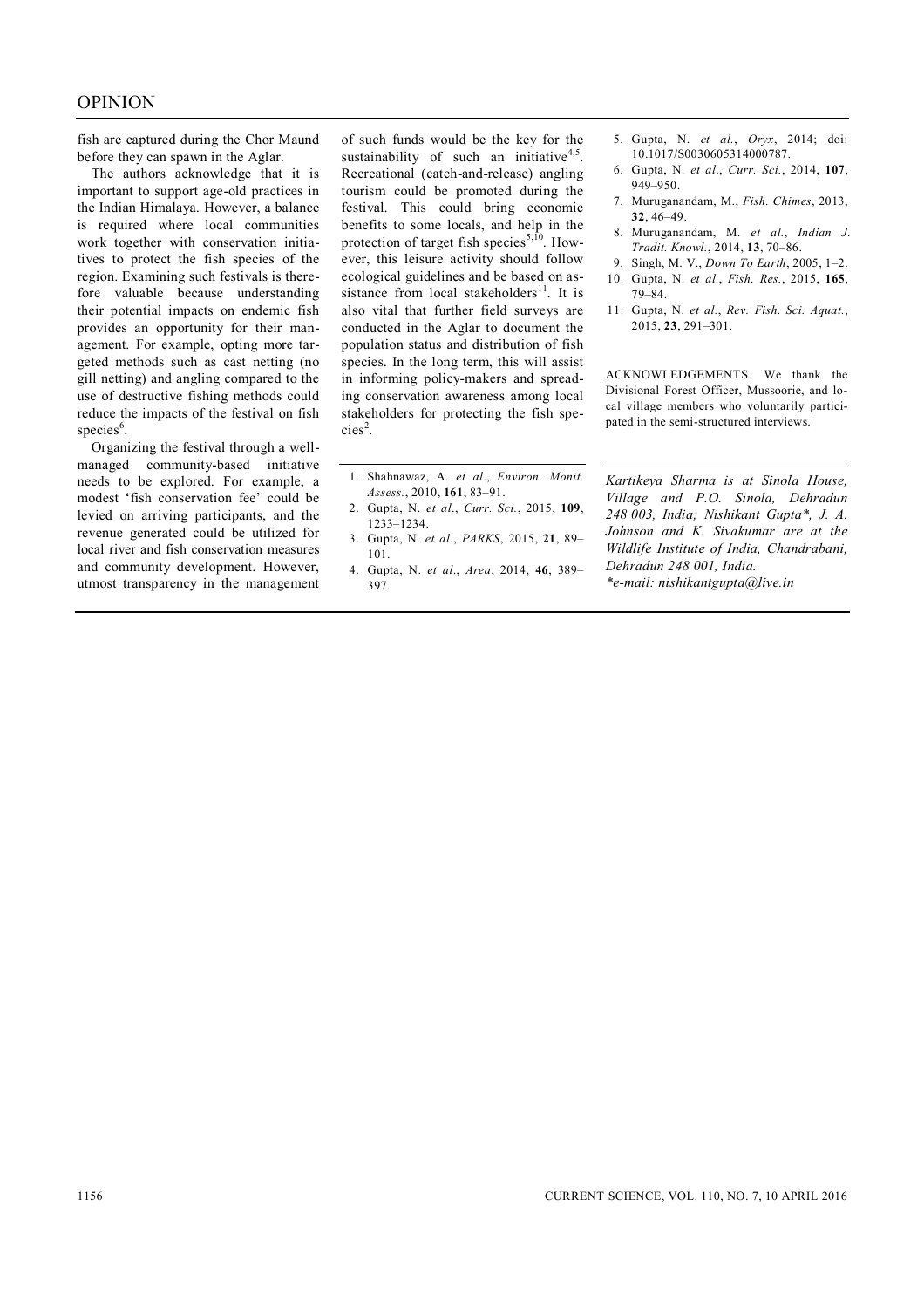fish are captured during the Chor Maund before they can spawn in the Aglar.

The authors acknowledge that it is important to support age-old practices in the Indian Himalaya. However, a balance is required where local communities work together with conservation initiatives to protect the fish species of the region. Examining such festivals is therefore valuable because understanding their potential impacts on endemic fish provides an opportunity for their management. For example, opting more targeted methods such as cast netting (no gill netting) and angling compared to the use of destructive fishing methods could reduce the impacts of the festival on fish species[6].

Organizing the festival through a well-managed community-based initiative needs to be explored. For example, a modest 'fish conservation fee' could be levied on arriving participants, and the revenue generated could be utilized for local river and fish conservation measures and community development. However, utmost transparency in the management of such funds would be the key for the sustainability of such an initiative[4,5]. Recreational (catch-and-release) angling tourism could be promoted during the festival. This could bring economic benefits to some locals, and help in the protection of target fish species[5,10]. However, this leisure activity should follow ecological guidelines and be based on assistance from local stakeholders[11]. It is also vital that further field surveys are conducted in the Aglar to document the population status and distribution of fish species. In the long term, this will assist in informing policy-makers and spreading conservation awareness among local stakeholders for protecting the fish species[2].

1. Shahnawaz, A. *et al*., *Environ. Monit. Assess.*, 2010, **161**, 83–91.
2. Gupta, N. *et al*., *Curr. Sci.*, 2015, **109**, 1233–1234.
3. Gupta, N. *et al.*, *PARKS*, 2015, **21**, 89–101.
4. Gupta, N. *et al*., *Area*, 2014, **46**, 389–397.
5. Gupta, N. *et al.*, *Oryx*, 2014; doi: 10.1017/S0030605314000787.
6. Gupta, N. *et al*., *Curr. Sci.*, 2014, **107**, 949–950.
7. Muruganandam, M., *Fish. Chimes*, 2013, **32**, 46–49.
8. Muruganandam, M. *et al.*, *Indian J. Tradit. Knowl.*, 2014, **13**, 70–86.
9. Singh, M. V., *Down To Earth*, 2005, 1–2.
10. Gupta, N. *et al*., *Fish. Res.*, 2015, **165**, 79–84.
11. Gupta, N. *et al*., *Rev. Fish. Sci. Aquat.*, 2015, **23**, 291–301.

ACKNOWLEDGEMENTS. We thank the Divisional Forest Officer, Mussoorie, and local village members who voluntarily participated in the semi-structured interviews.

*Kartikeya Sharma is at Sinola House, Village and P.O. Sinola, Dehradun 248 003, India; Nishikant Gupta\*, J. A. Johnson and K. Sivakumar are at the Wildlife Institute of India, Chandrabani, Dehradun 248 001, India.*
*\*e-mail: nishikantgupta@live.in*